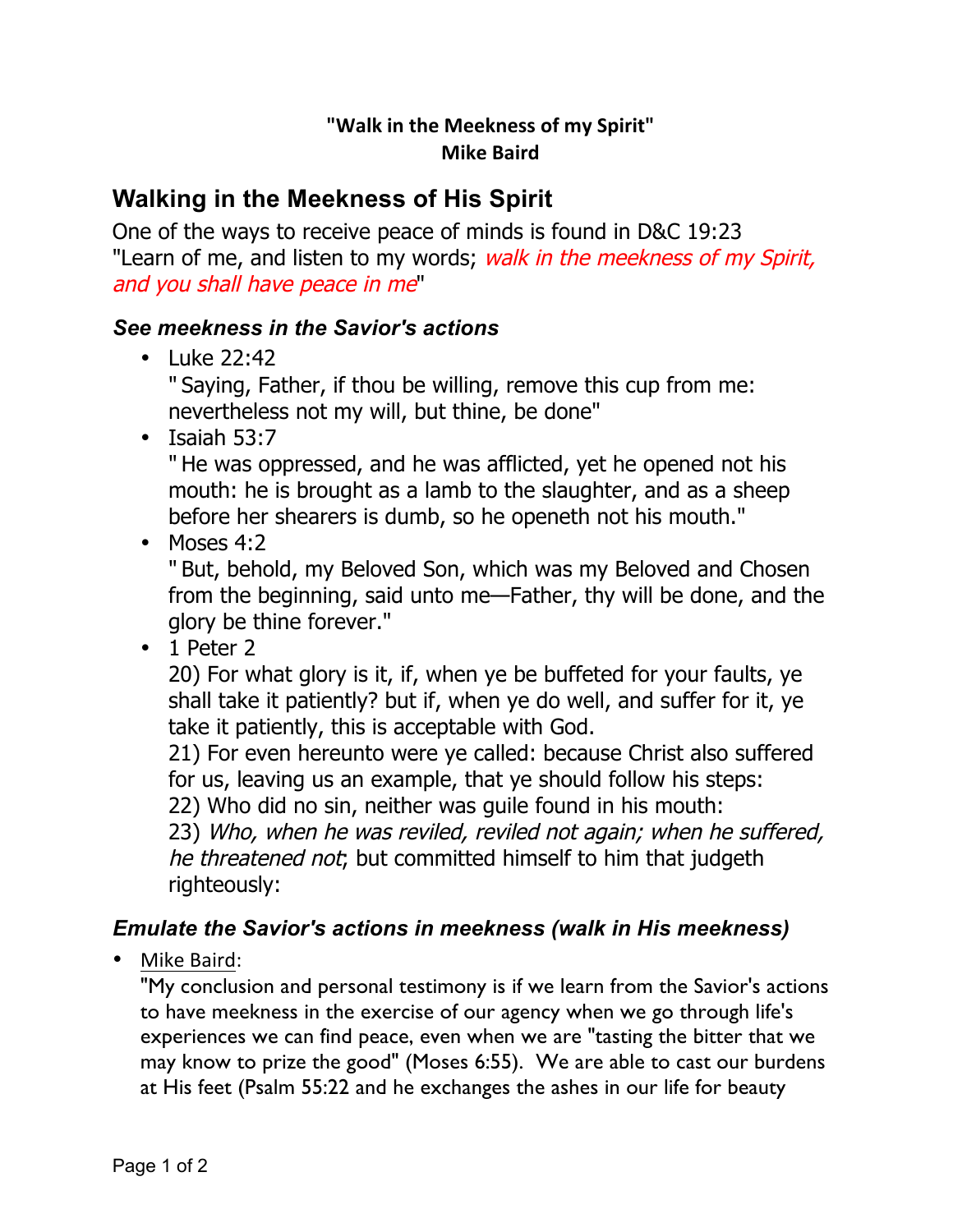**"Walk in the Meekness of my Spirit"**
**Mike Baird**

## Walking in the Meekness of His Spirit

One of the ways to receive peace of minds is found in D&C 19:23 "Learn of me, and listen to my words; *walk in the meekness of my Spirit, and you shall have peace in me*"

### *See meekness in the Savior's actions*

- Luke 22:42
  " Saying, Father, if thou be willing, remove this cup from me: nevertheless not my will, but thine, be done"
- Isaiah 53:7
  " He was oppressed, and he was afflicted, yet he opened not his mouth: he is brought as a lamb to the slaughter, and as a sheep before her shearers is dumb, so he openeth not his mouth."
- Moses 4:2
  " But, behold, my Beloved Son, which was my Beloved and Chosen from the beginning, said unto me—Father, thy will be done, and the glory be thine forever."
- 1 Peter 2
  20) For what glory is it, if, when ye be buffeted for your faults, ye shall take it patiently? but if, when ye do well, and suffer for it, ye take it patiently, this is acceptable with God.
  21) For even hereunto were ye called: because Christ also suffered for us, leaving us an example, that ye should follow his steps:
  22) Who did no sin, neither was guile found in his mouth:
  23) *Who, when he was reviled, reviled not again; when he suffered, he threatened not*; but committed himself to him that judgeth righteously:

### *Emulate the Savior's actions in meekness (walk in His meekness)*

- Mike Baird:
  "My conclusion and personal testimony is if we learn from the Savior's actions to have meekness in the exercise of our agency when we go through life's experiences we can find peace, even when we are "tasting the bitter that we may know to prize the good" (Moses 6:55). We are able to cast our burdens at His feet (Psalm 55:22 and he exchanges the ashes in our life for beauty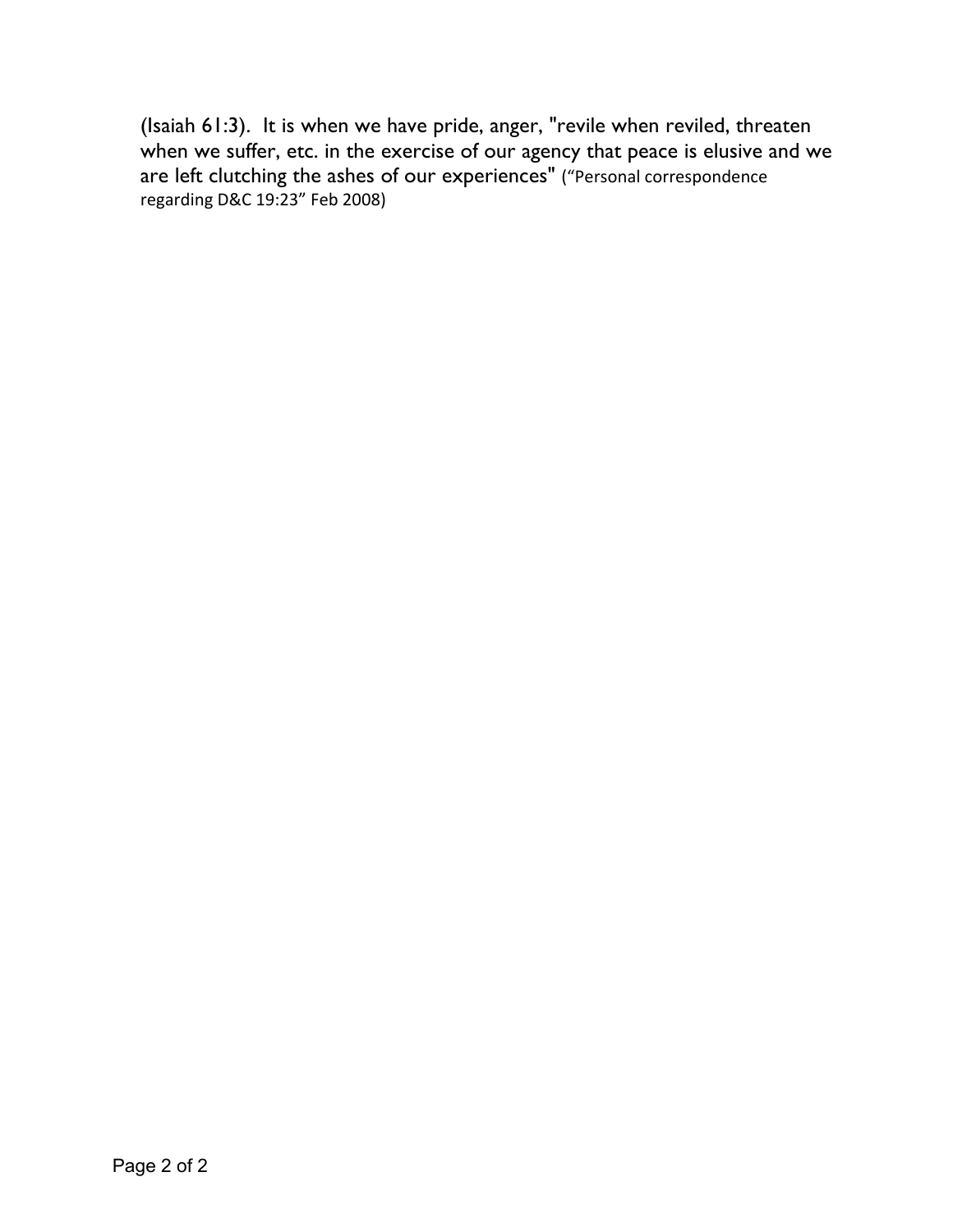(Isaiah 61:3). It is when we have pride, anger, "revile when reviled, threaten when we suffer, etc. in the exercise of our agency that peace is elusive and we are left clutching the ashes of our experiences" ("Personal correspondence regarding D&C 19:23" Feb 2008)